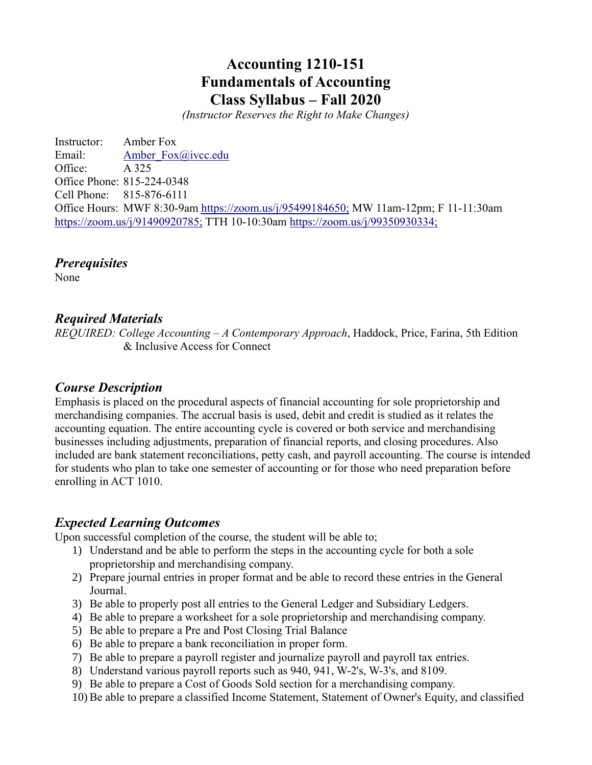# Accounting 1210-151
# Fundamentals of Accounting
# Class Syllabus – Fall 2020

*(Instructor Reserves the Right to Make Changes)*

Instructor: Amber Fox
Email: Amber_Fox@ivcc.edu
Office: A 325
Office Phone: 815-224-0348
Cell Phone: 815-876-6111
Office Hours: MWF 8:30-9am https://zoom.us/j/95499184650; MW 11am-12pm; F 11-11:30am https://zoom.us/j/91490920785; TTH 10-10:30am https://zoom.us/j/99350930334;

## *Prerequisites*

None

## *Required Materials*

*REQUIRED: College Accounting – A Contemporary Approach*, Haddock, Price, Farina, 5th Edition & Inclusive Access for Connect

## *Course Description*

Emphasis is placed on the procedural aspects of financial accounting for sole proprietorship and merchandising companies. The accrual basis is used, debit and credit is studied as it relates the accounting equation. The entire accounting cycle is covered or both service and merchandising businesses including adjustments, preparation of financial reports, and closing procedures. Also included are bank statement reconciliations, petty cash, and payroll accounting. The course is intended for students who plan to take one semester of accounting or for those who need preparation before enrolling in ACT 1010.

## *Expected Learning Outcomes*

Upon successful completion of the course, the student will be able to;

1) Understand and be able to perform the steps in the accounting cycle for both a sole proprietorship and merchandising company.
2) Prepare journal entries in proper format and be able to record these entries in the General Journal.
3) Be able to properly post all entries to the General Ledger and Subsidiary Ledgers.
4) Be able to prepare a worksheet for a sole proprietorship and merchandising company.
5) Be able to prepare a Pre and Post Closing Trial Balance
6) Be able to prepare a bank reconciliation in proper form.
7) Be able to prepare a payroll register and journalize payroll and payroll tax entries.
8) Understand various payroll reports such as 940, 941, W-2's, W-3's, and 8109.
9) Be able to prepare a Cost of Goods Sold section for a merchandising company.
10) Be able to prepare a classified Income Statement, Statement of Owner's Equity, and classified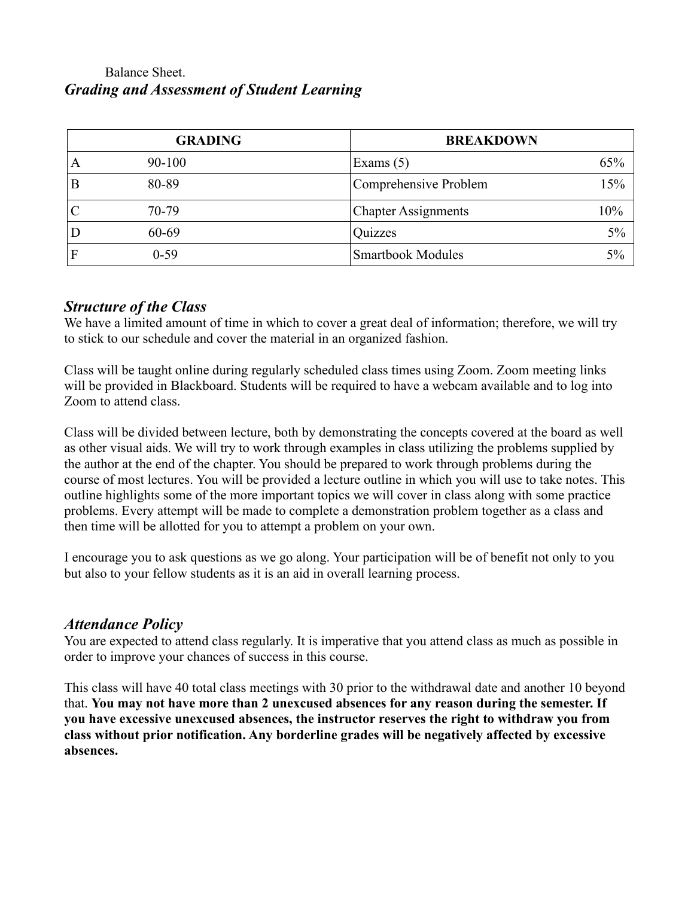Balance Sheet.

## *Grading and Assessment of Student Learning*

| GRADING | | BREAKDOWN | |
|---|---|---|---|
| A | 90-100 | Exams (5) | 65% |
| B | 80-89 | Comprehensive Problem | 15% |
| C | 70-79 | Chapter Assignments | 10% |
| D | 60-69 | Quizzes | 5% |
| F | 0-59 | Smartbook Modules | 5% |

## *Structure of the Class*

We have a limited amount of time in which to cover a great deal of information; therefore, we will try to stick to our schedule and cover the material in an organized fashion.

Class will be taught online during regularly scheduled class times using Zoom. Zoom meeting links will be provided in Blackboard. Students will be required to have a webcam available and to log into Zoom to attend class.

Class will be divided between lecture, both by demonstrating the concepts covered at the board as well as other visual aids. We will try to work through examples in class utilizing the problems supplied by the author at the end of the chapter. You should be prepared to work through problems during the course of most lectures. You will be provided a lecture outline in which you will use to take notes. This outline highlights some of the more important topics we will cover in class along with some practice problems. Every attempt will be made to complete a demonstration problem together as a class and then time will be allotted for you to attempt a problem on your own.

I encourage you to ask questions as we go along. Your participation will be of benefit not only to you but also to your fellow students as it is an aid in overall learning process.

## *Attendance Policy*

You are expected to attend class regularly. It is imperative that you attend class as much as possible in order to improve your chances of success in this course.

This class will have 40 total class meetings with 30 prior to the withdrawal date and another 10 beyond that. **You may not have more than 2 unexcused absences for any reason during the semester. If you have excessive unexcused absences, the instructor reserves the right to withdraw you from class without prior notification. Any borderline grades will be negatively affected by excessive absences.**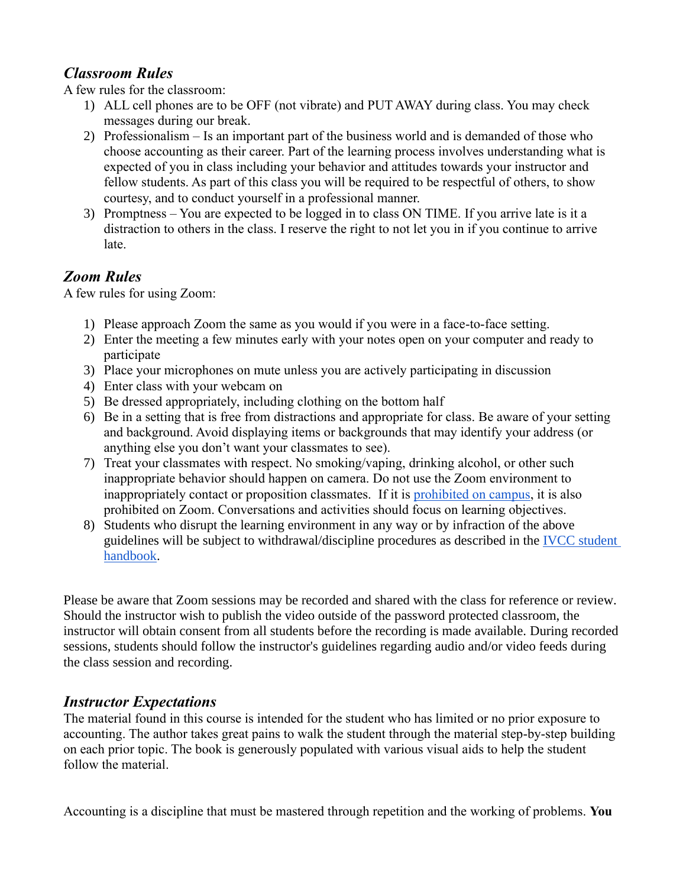### *Classroom Rules*

A few rules for the classroom:

1) ALL cell phones are to be OFF (not vibrate) and PUT AWAY during class. You may check messages during our break.
2) Professionalism – Is an important part of the business world and is demanded of those who choose accounting as their career. Part of the learning process involves understanding what is expected of you in class including your behavior and attitudes towards your instructor and fellow students. As part of this class you will be required to be respectful of others, to show courtesy, and to conduct yourself in a professional manner.
3) Promptness – You are expected to be logged in to class ON TIME. If you arrive late is it a distraction to others in the class. I reserve the right to not let you in if you continue to arrive late.

### *Zoom Rules*

A few rules for using Zoom:

1) Please approach Zoom the same as you would if you were in a face-to-face setting.
2) Enter the meeting a few minutes early with your notes open on your computer and ready to participate
3) Place your microphones on mute unless you are actively participating in discussion
4) Enter class with your webcam on
5) Be dressed appropriately, including clothing on the bottom half
6) Be in a setting that is free from distractions and appropriate for class. Be aware of your setting and background. Avoid displaying items or backgrounds that may identify your address (or anything else you don't want your classmates to see).
7) Treat your classmates with respect. No smoking/vaping, drinking alcohol, or other such inappropriate behavior should happen on camera. Do not use the Zoom environment to inappropriately contact or proposition classmates. If it is prohibited on campus, it is also prohibited on Zoom. Conversations and activities should focus on learning objectives.
8) Students who disrupt the learning environment in any way or by infraction of the above guidelines will be subject to withdrawal/discipline procedures as described in the IVCC student handbook.

Please be aware that Zoom sessions may be recorded and shared with the class for reference or review. Should the instructor wish to publish the video outside of the password protected classroom, the instructor will obtain consent from all students before the recording is made available. During recorded sessions, students should follow the instructor's guidelines regarding audio and/or video feeds during the class session and recording.

### *Instructor Expectations*

The material found in this course is intended for the student who has limited or no prior exposure to accounting. The author takes great pains to walk the student through the material step-by-step building on each prior topic. The book is generously populated with various visual aids to help the student follow the material.

Accounting is a discipline that must be mastered through repetition and the working of problems. **You**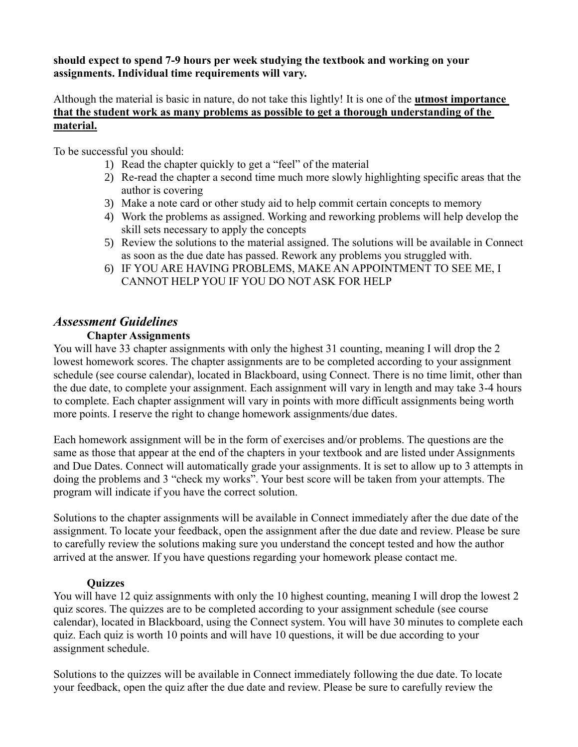**should expect to spend 7-9 hours per week studying the textbook and working on your assignments. Individual time requirements will vary.**

Although the material is basic in nature, do not take this lightly! It is one of the **utmost importance that the student work as many problems as possible to get a thorough understanding of the material.**

To be successful you should:

1) Read the chapter quickly to get a "feel" of the material
2) Re-read the chapter a second time much more slowly highlighting specific areas that the author is covering
3) Make a note card or other study aid to help commit certain concepts to memory
4) Work the problems as assigned. Working and reworking problems will help develop the skill sets necessary to apply the concepts
5) Review the solutions to the material assigned. The solutions will be available in Connect as soon as the due date has passed. Rework any problems you struggled with.
6) IF YOU ARE HAVING PROBLEMS, MAKE AN APPOINTMENT TO SEE ME, I CANNOT HELP YOU IF YOU DO NOT ASK FOR HELP

## *Assessment Guidelines*

### Chapter Assignments

You will have 33 chapter assignments with only the highest 31 counting, meaning I will drop the 2 lowest homework scores. The chapter assignments are to be completed according to your assignment schedule (see course calendar), located in Blackboard, using Connect. There is no time limit, other than the due date, to complete your assignment. Each assignment will vary in length and may take 3-4 hours to complete. Each chapter assignment will vary in points with more difficult assignments being worth more points. I reserve the right to change homework assignments/due dates.

Each homework assignment will be in the form of exercises and/or problems. The questions are the same as those that appear at the end of the chapters in your textbook and are listed under Assignments and Due Dates. Connect will automatically grade your assignments. It is set to allow up to 3 attempts in doing the problems and 3 "check my works". Your best score will be taken from your attempts. The program will indicate if you have the correct solution.

Solutions to the chapter assignments will be available in Connect immediately after the due date of the assignment. To locate your feedback, open the assignment after the due date and review. Please be sure to carefully review the solutions making sure you understand the concept tested and how the author arrived at the answer. If you have questions regarding your homework please contact me.

### Quizzes

You will have 12 quiz assignments with only the 10 highest counting, meaning I will drop the lowest 2 quiz scores. The quizzes are to be completed according to your assignment schedule (see course calendar), located in Blackboard, using the Connect system. You will have 30 minutes to complete each quiz. Each quiz is worth 10 points and will have 10 questions, it will be due according to your assignment schedule.

Solutions to the quizzes will be available in Connect immediately following the due date. To locate your feedback, open the quiz after the due date and review. Please be sure to carefully review the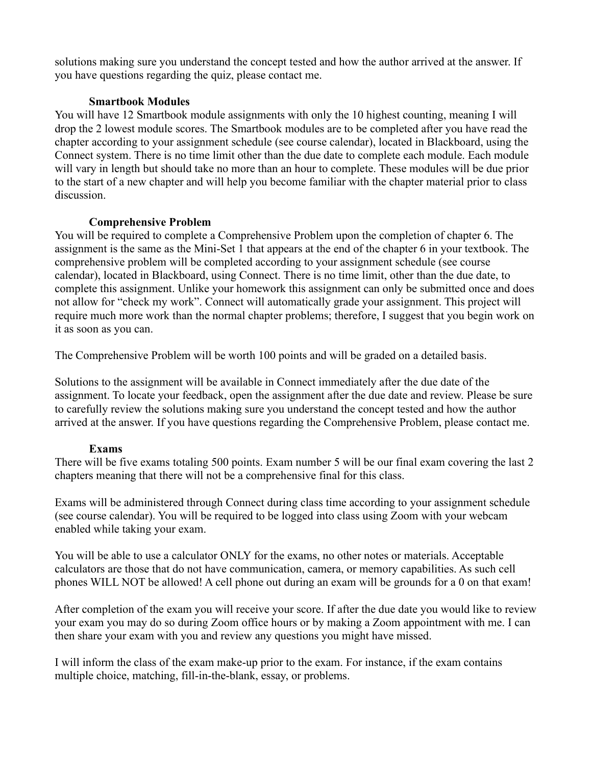solutions making sure you understand the concept tested and how the author arrived at the answer. If you have questions regarding the quiz, please contact me.

### Smartbook Modules

You will have 12 Smartbook module assignments with only the 10 highest counting, meaning I will drop the 2 lowest module scores. The Smartbook modules are to be completed after you have read the chapter according to your assignment schedule (see course calendar), located in Blackboard, using the Connect system. There is no time limit other than the due date to complete each module. Each module will vary in length but should take no more than an hour to complete. These modules will be due prior to the start of a new chapter and will help you become familiar with the chapter material prior to class discussion.

### Comprehensive Problem

You will be required to complete a Comprehensive Problem upon the completion of chapter 6. The assignment is the same as the Mini-Set 1 that appears at the end of the chapter 6 in your textbook. The comprehensive problem will be completed according to your assignment schedule (see course calendar), located in Blackboard, using Connect. There is no time limit, other than the due date, to complete this assignment. Unlike your homework this assignment can only be submitted once and does not allow for "check my work". Connect will automatically grade your assignment. This project will require much more work than the normal chapter problems; therefore, I suggest that you begin work on it as soon as you can.

The Comprehensive Problem will be worth 100 points and will be graded on a detailed basis.

Solutions to the assignment will be available in Connect immediately after the due date of the assignment. To locate your feedback, open the assignment after the due date and review. Please be sure to carefully review the solutions making sure you understand the concept tested and how the author arrived at the answer. If you have questions regarding the Comprehensive Problem, please contact me.

### Exams

There will be five exams totaling 500 points. Exam number 5 will be our final exam covering the last 2 chapters meaning that there will not be a comprehensive final for this class.

Exams will be administered through Connect during class time according to your assignment schedule (see course calendar). You will be required to be logged into class using Zoom with your webcam enabled while taking your exam.

You will be able to use a calculator ONLY for the exams, no other notes or materials. Acceptable calculators are those that do not have communication, camera, or memory capabilities. As such cell phones WILL NOT be allowed! A cell phone out during an exam will be grounds for a 0 on that exam!

After completion of the exam you will receive your score. If after the due date you would like to review your exam you may do so during Zoom office hours or by making a Zoom appointment with me. I can then share your exam with you and review any questions you might have missed.

I will inform the class of the exam make-up prior to the exam. For instance, if the exam contains multiple choice, matching, fill-in-the-blank, essay, or problems.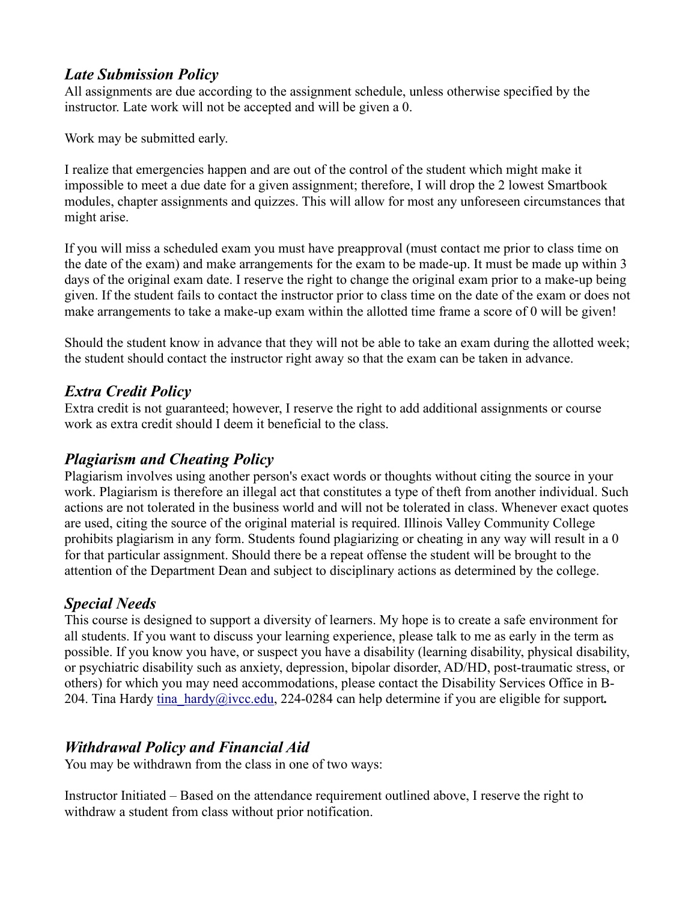## *Late Submission Policy*

All assignments are due according to the assignment schedule, unless otherwise specified by the instructor. Late work will not be accepted and will be given a 0.

Work may be submitted early.

I realize that emergencies happen and are out of the control of the student which might make it impossible to meet a due date for a given assignment; therefore, I will drop the 2 lowest Smartbook modules, chapter assignments and quizzes. This will allow for most any unforeseen circumstances that might arise.

If you will miss a scheduled exam you must have preapproval (must contact me prior to class time on the date of the exam) and make arrangements for the exam to be made-up. It must be made up within 3 days of the original exam date. I reserve the right to change the original exam prior to a make-up being given. If the student fails to contact the instructor prior to class time on the date of the exam or does not make arrangements to take a make-up exam within the allotted time frame a score of 0 will be given!

Should the student know in advance that they will not be able to take an exam during the allotted week; the student should contact the instructor right away so that the exam can be taken in advance.

## *Extra Credit Policy*

Extra credit is not guaranteed; however, I reserve the right to add additional assignments or course work as extra credit should I deem it beneficial to the class.

## *Plagiarism and Cheating Policy*

Plagiarism involves using another person's exact words or thoughts without citing the source in your work. Plagiarism is therefore an illegal act that constitutes a type of theft from another individual. Such actions are not tolerated in the business world and will not be tolerated in class. Whenever exact quotes are used, citing the source of the original material is required. Illinois Valley Community College prohibits plagiarism in any form. Students found plagiarizing or cheating in any way will result in a 0 for that particular assignment. Should there be a repeat offense the student will be brought to the attention of the Department Dean and subject to disciplinary actions as determined by the college.

## *Special Needs*

This course is designed to support a diversity of learners. My hope is to create a safe environment for all students. If you want to discuss your learning experience, please talk to me as early in the term as possible. If you know you have, or suspect you have a disability (learning disability, physical disability, or psychiatric disability such as anxiety, depression, bipolar disorder, AD/HD, post-traumatic stress, or others) for which you may need accommodations, please contact the Disability Services Office in B-204. Tina Hardy tina_hardy@ivcc.edu, 224-0284 can help determine if you are eligible for support**.**

## *Withdrawal Policy and Financial Aid*

You may be withdrawn from the class in one of two ways:

Instructor Initiated – Based on the attendance requirement outlined above, I reserve the right to withdraw a student from class without prior notification.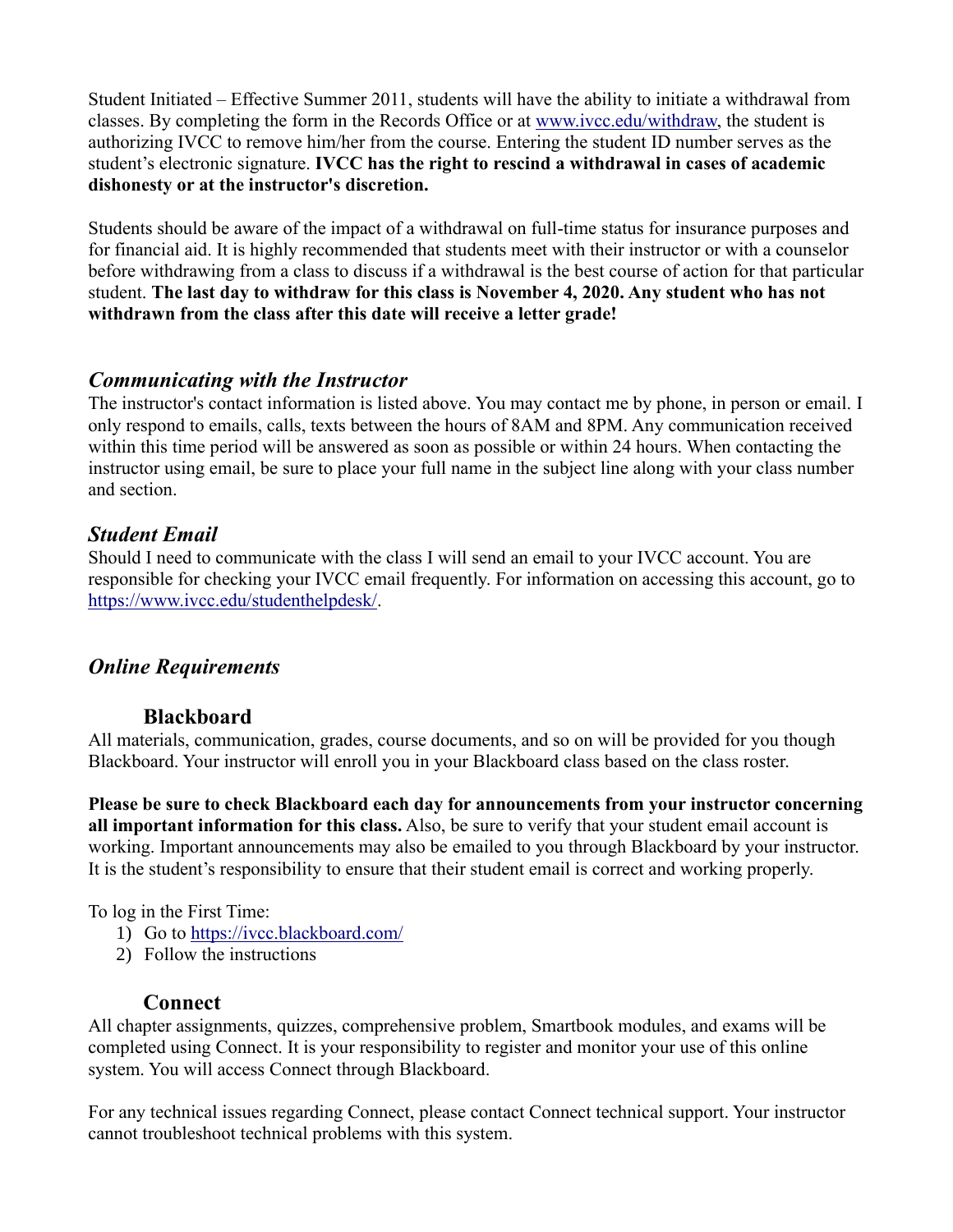Student Initiated – Effective Summer 2011, students will have the ability to initiate a withdrawal from classes. By completing the form in the Records Office or at [www.ivcc.edu/withdraw](www.ivcc.edu/withdraw), the student is authorizing IVCC to remove him/her from the course. Entering the student ID number serves as the student's electronic signature. **IVCC has the right to rescind a withdrawal in cases of academic dishonesty or at the instructor's discretion.**

Students should be aware of the impact of a withdrawal on full-time status for insurance purposes and for financial aid. It is highly recommended that students meet with their instructor or with a counselor before withdrawing from a class to discuss if a withdrawal is the best course of action for that particular student. **The last day to withdraw for this class is November 4, 2020. Any student who has not withdrawn from the class after this date will receive a letter grade!**

## *Communicating with the Instructor*

The instructor's contact information is listed above. You may contact me by phone, in person or email. I only respond to emails, calls, texts between the hours of 8AM and 8PM. Any communication received within this time period will be answered as soon as possible or within 24 hours. When contacting the instructor using email, be sure to place your full name in the subject line along with your class number and section.

## *Student Email*

Should I need to communicate with the class I will send an email to your IVCC account. You are responsible for checking your IVCC email frequently. For information on accessing this account, go to [https://www.ivcc.edu/studenthelpdesk/](https://www.ivcc.edu/studenthelpdesk/).

## *Online Requirements*

### Blackboard

All materials, communication, grades, course documents, and so on will be provided for you though Blackboard. Your instructor will enroll you in your Blackboard class based on the class roster.

**Please be sure to check Blackboard each day for announcements from your instructor concerning all important information for this class.** Also, be sure to verify that your student email account is working. Important announcements may also be emailed to you through Blackboard by your instructor. It is the student's responsibility to ensure that their student email is correct and working properly.

To log in the First Time:

1) Go to [https://ivcc.blackboard.com/](https://ivcc.blackboard.com/)
2) Follow the instructions

### Connect

All chapter assignments, quizzes, comprehensive problem, Smartbook modules, and exams will be completed using Connect. It is your responsibility to register and monitor your use of this online system. You will access Connect through Blackboard.

For any technical issues regarding Connect, please contact Connect technical support. Your instructor cannot troubleshoot technical problems with this system.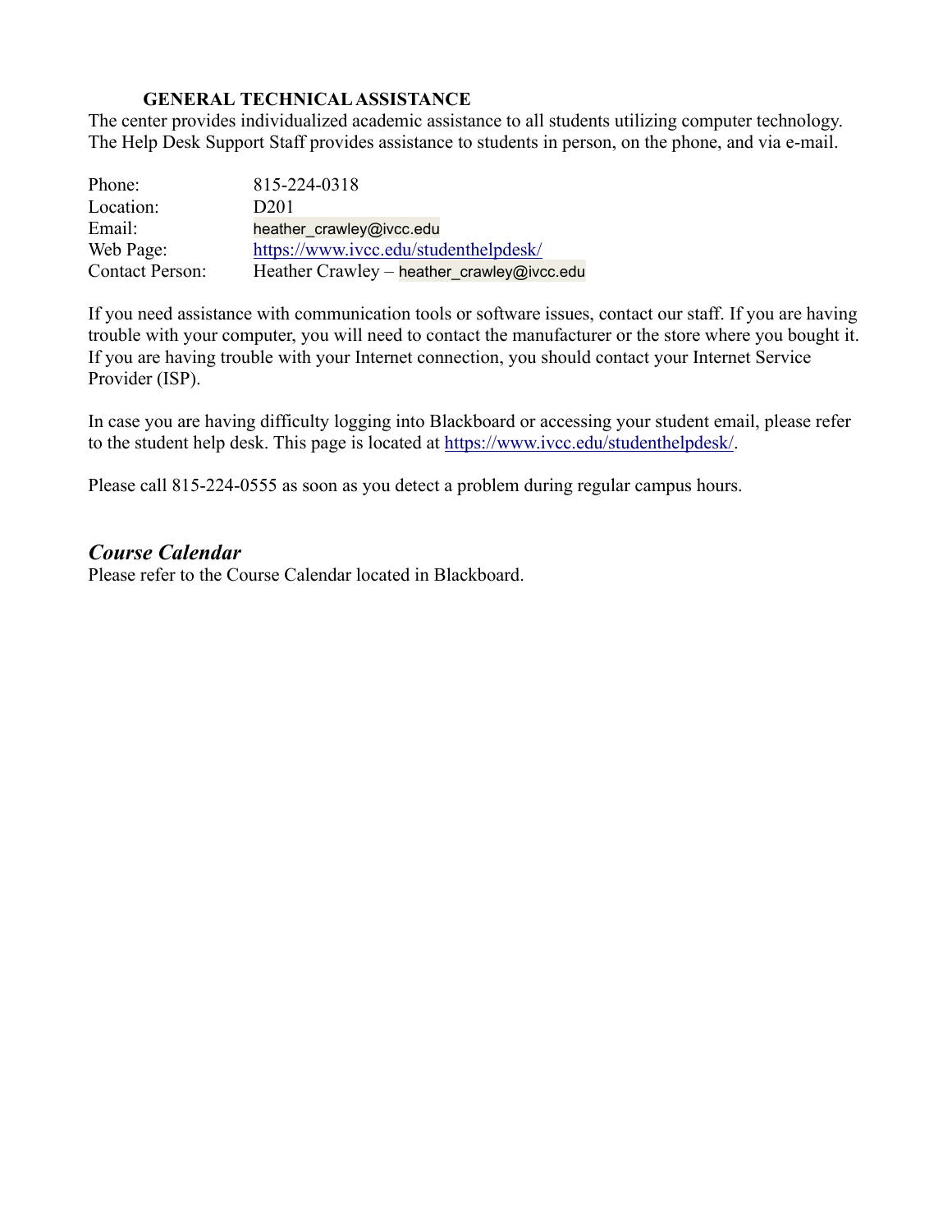**GENERAL TECHNICAL ASSISTANCE**

The center provides individualized academic assistance to all students utilizing computer technology. The Help Desk Support Staff provides assistance to students in person, on the phone, and via e-mail.

| | |
|---|---|
| Phone: | 815-224-0318 |
| Location: | D201 |
| Email: | heather_crawley@ivcc.edu |
| Web Page: | https://www.ivcc.edu/studenthelpdesk/ |
| Contact Person: | Heather Crawley – heather_crawley@ivcc.edu |

If you need assistance with communication tools or software issues, contact our staff. If you are having trouble with your computer, you will need to contact the manufacturer or the store where you bought it. If you are having trouble with your Internet connection, you should contact your Internet Service Provider (ISP).

In case you are having difficulty logging into Blackboard or accessing your student email, please refer to the student help desk. This page is located at https://www.ivcc.edu/studenthelpdesk/.

Please call 815-224-0555 as soon as you detect a problem during regular campus hours.

## *Course Calendar*

Please refer to the Course Calendar located in Blackboard.